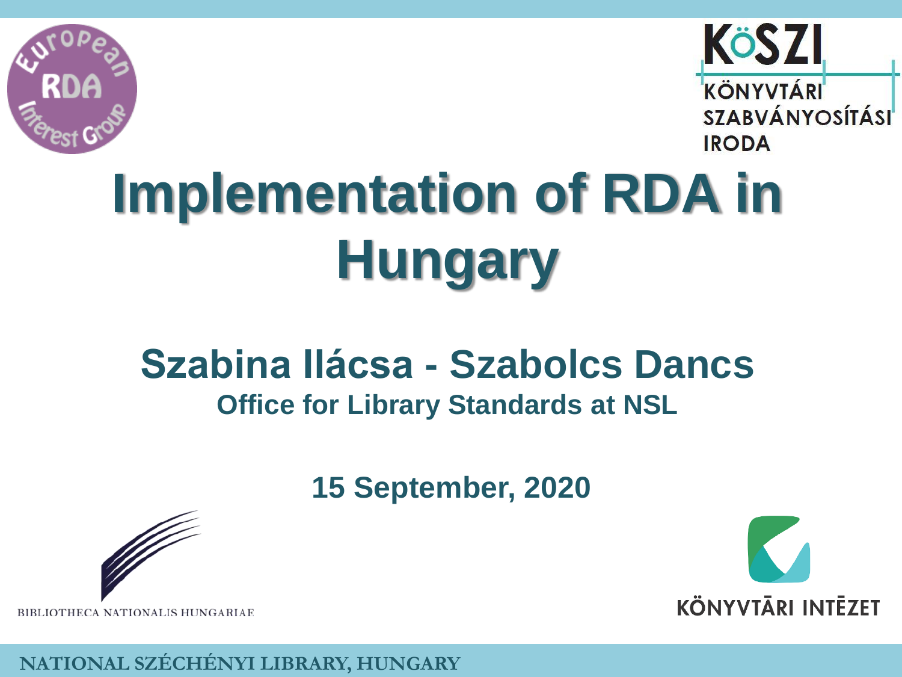# Implementation of RDA in Hungary

## Szabina Ilácsa - Szabolcs Dancs

**Office for Library Standards at NSL**

**15 September, 2020**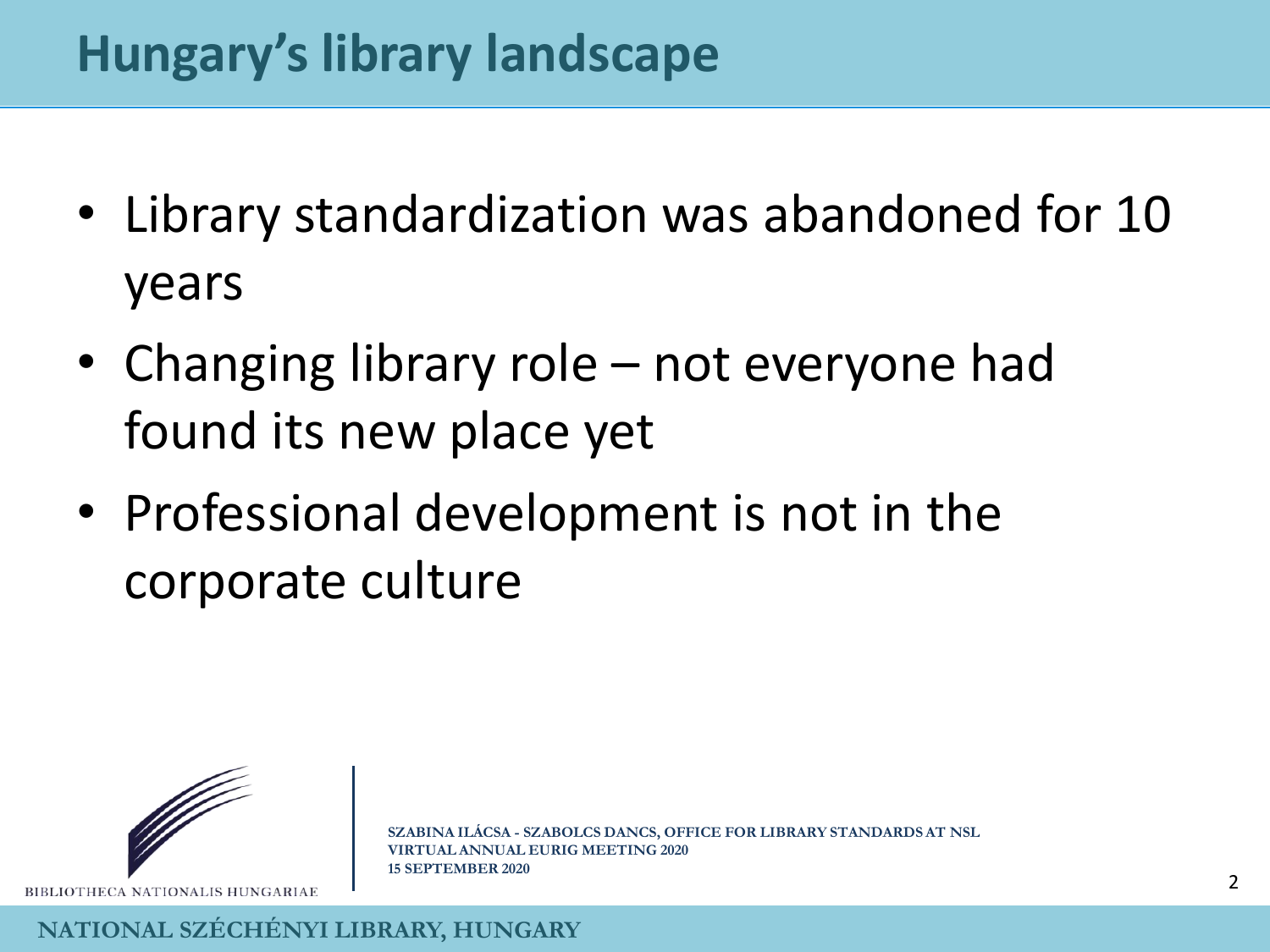## Hungary's library landscape

- Library standardization was abandoned for 10 years
- Changing library role – not everyone had found its new place yet
- Professional development is not in the corporate culture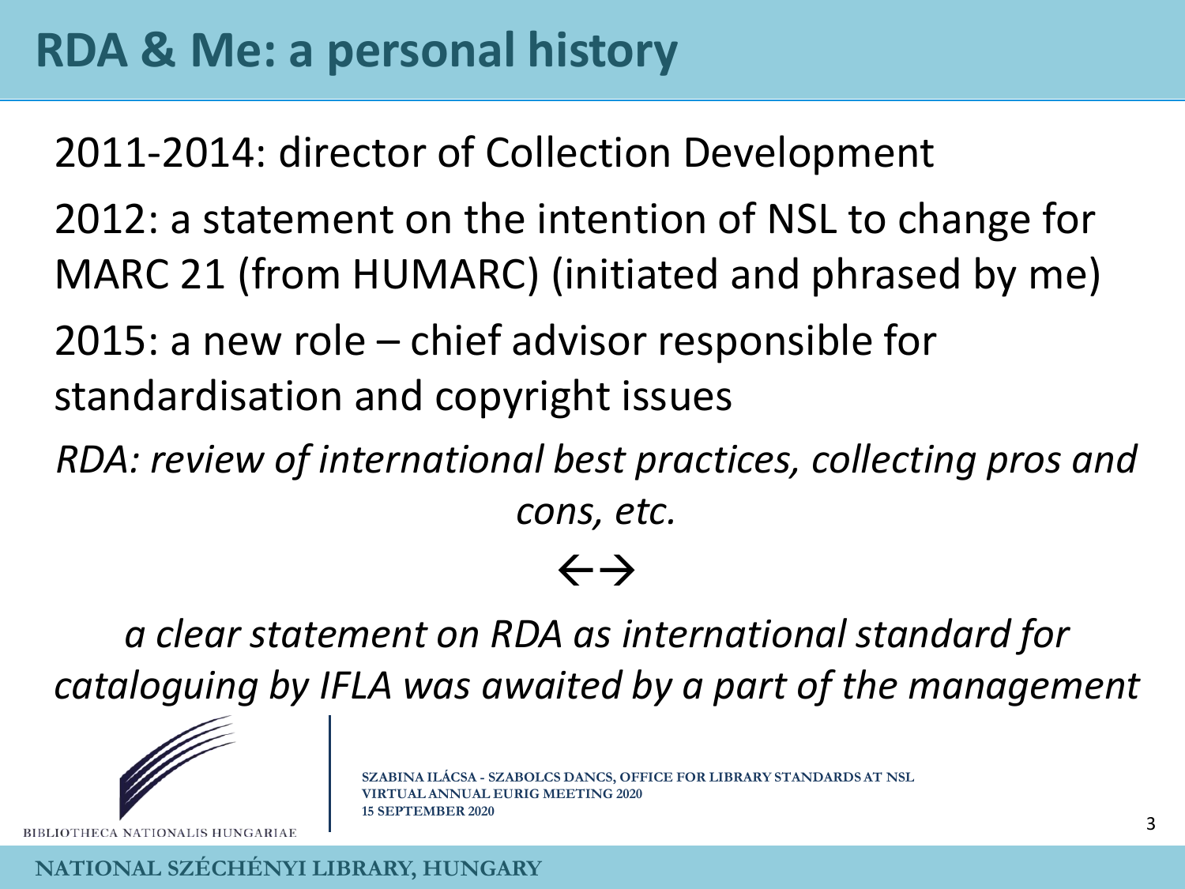# RDA & Me: a personal history

2011-2014: director of Collection Development

2012: a statement on the intention of NSL to change for MARC 21 (from HUMARC) (initiated and phrased by me)

2015: a new role – chief advisor responsible for standardisation and copyright issues

*RDA: review of international best practices, collecting pros and cons, etc.*

←→

*a clear statement on RDA as international standard for cataloguing by IFLA was awaited by a part of the management*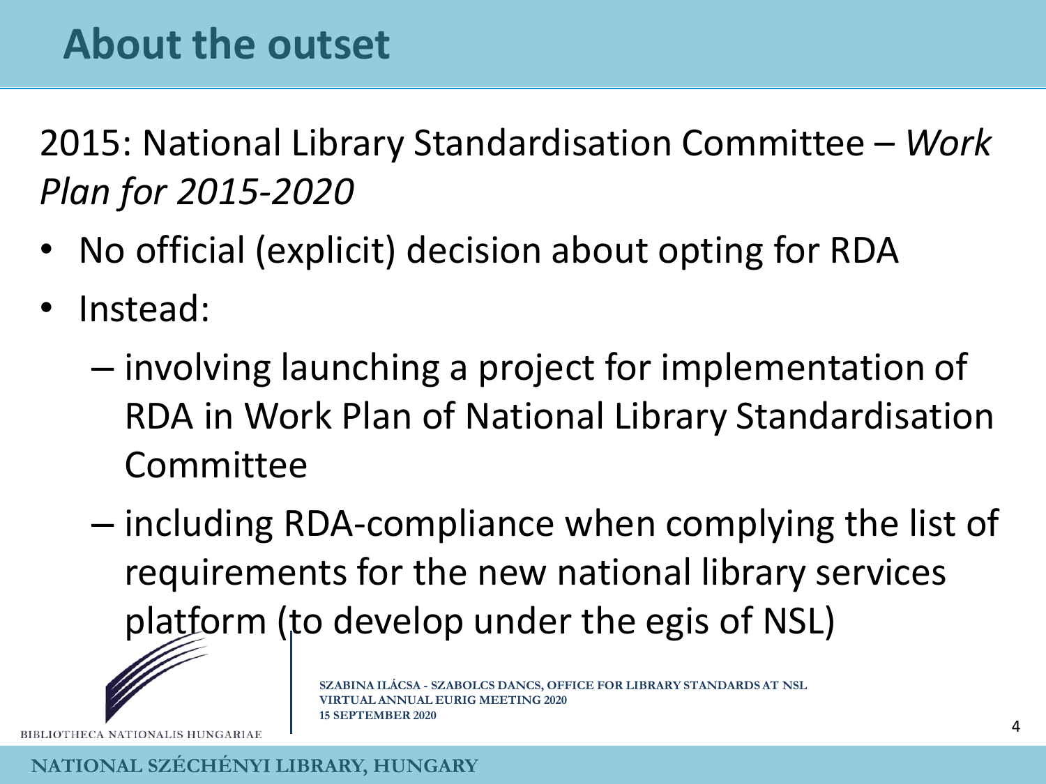# About the outset

2015: National Library Standardisation Committee – *Work Plan for 2015-2020*

- No official (explicit) decision about opting for RDA
- Instead:
  - involving launching a project for implementation of RDA in Work Plan of National Library Standardisation Committee
  - including RDA-compliance when complying the list of requirements for the new national library services platform (to develop under the egis of NSL)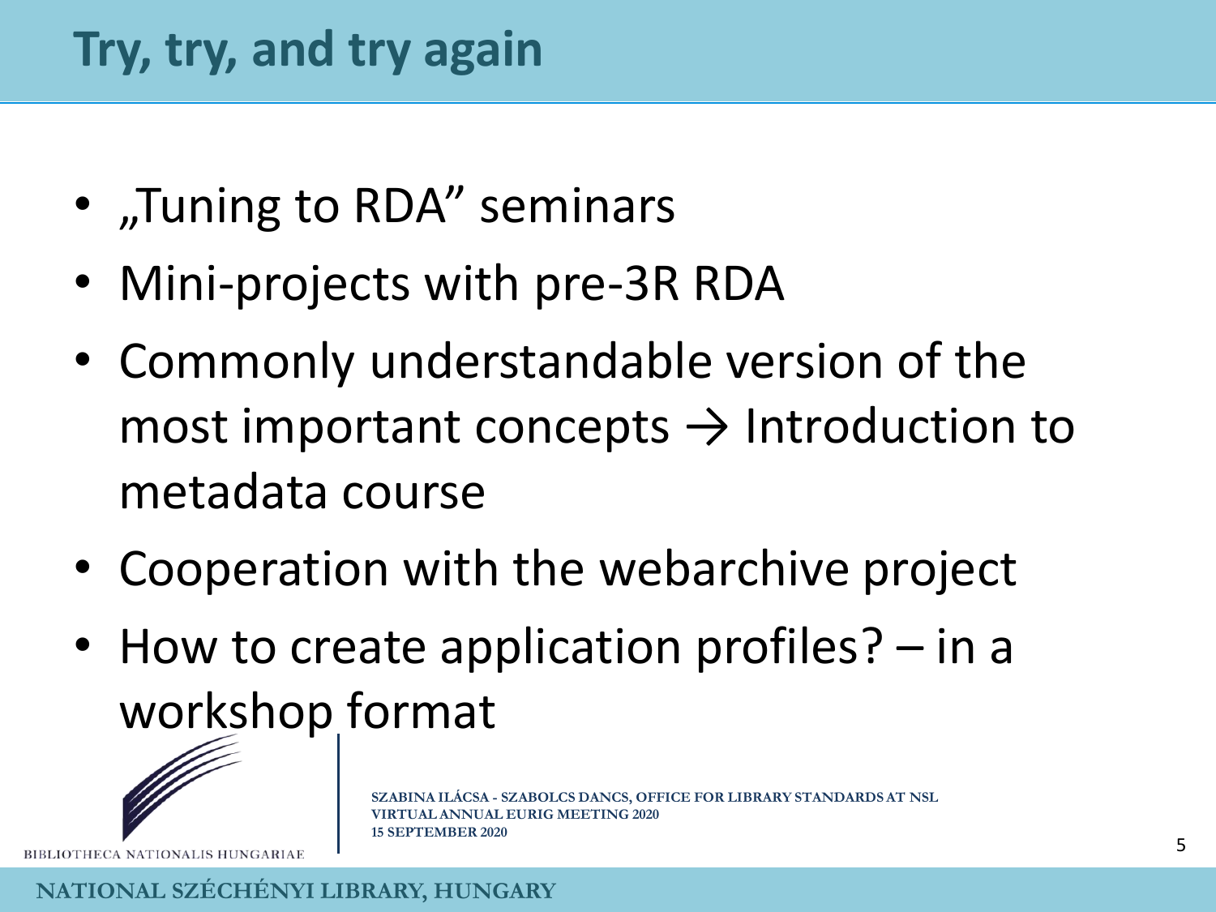# Try, try, and try again

- „Tuning to RDA" seminars
- Mini-projects with pre-3R RDA
- Commonly understandable version of the most important concepts → Introduction to metadata course
- Cooperation with the webarchive project
- How to create application profiles? – in a workshop format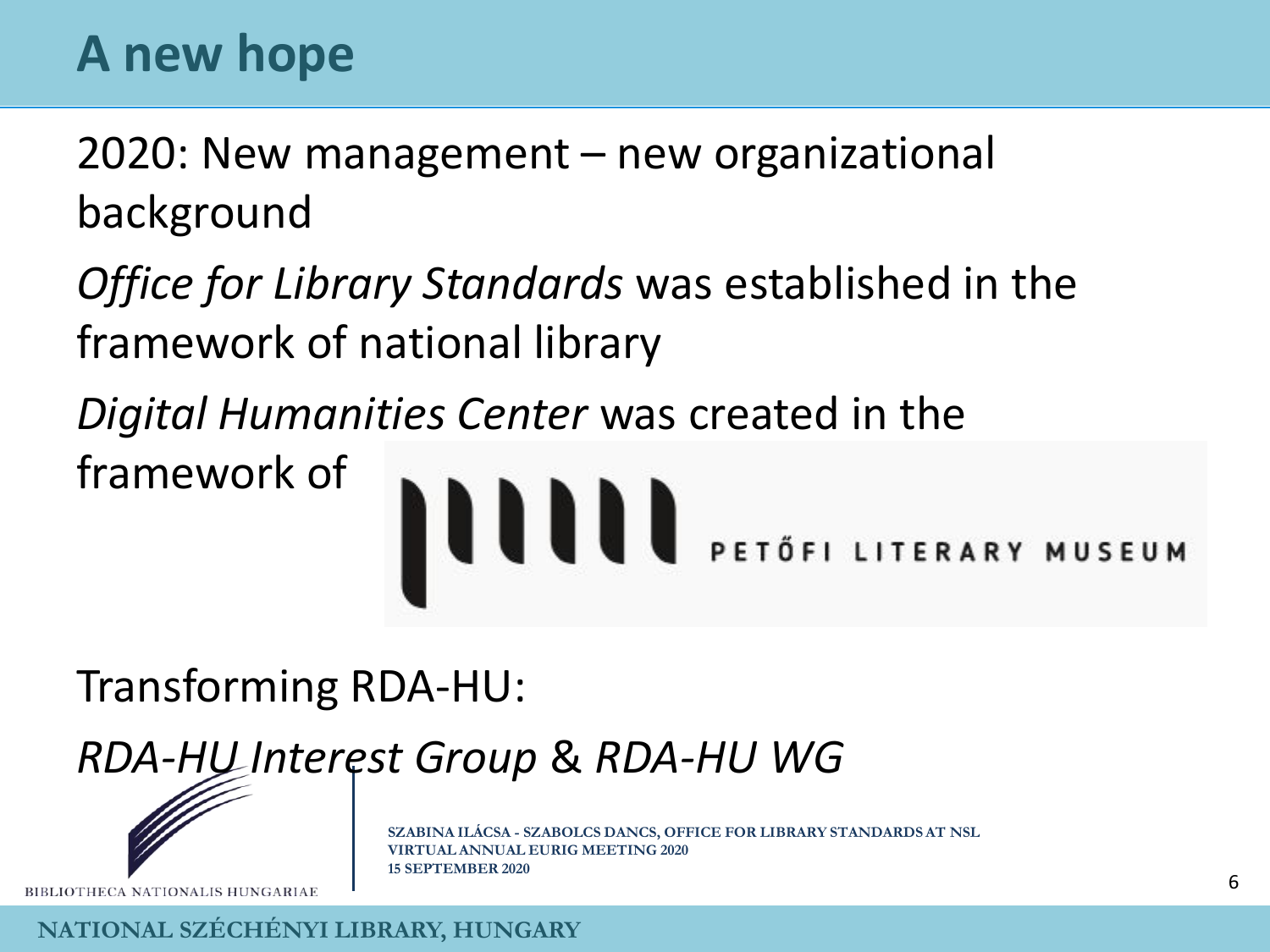# A new hope

2020: New management – new organizational background

*Office for Library Standards* was established in the framework of national library

*Digital Humanities Center* was created in the framework of PETŐFI LITERARY MUSEUM

Transforming RDA-HU:

*RDA-HU Interest Group* & *RDA-HU WG*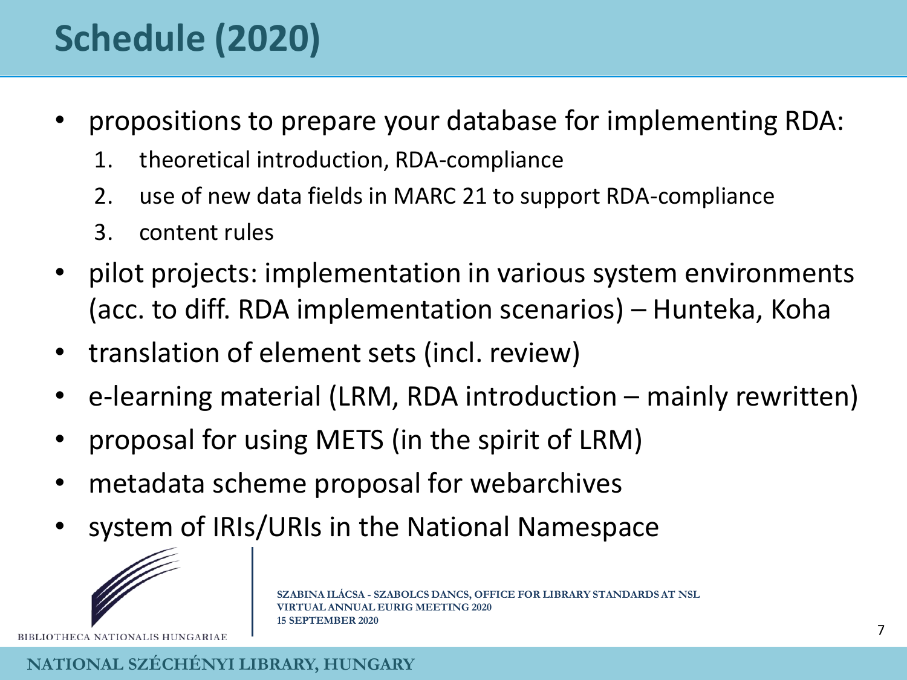# Schedule (2020)

- propositions to prepare your database for implementing RDA:
  1. theoretical introduction, RDA-compliance
  2. use of new data fields in MARC 21 to support RDA-compliance
  3. content rules
- pilot projects: implementation in various system environments (acc. to diff. RDA implementation scenarios) – Hunteka, Koha
- translation of element sets (incl. review)
- e-learning material (LRM, RDA introduction – mainly rewritten)
- proposal for using METS (in the spirit of LRM)
- metadata scheme proposal for webarchives
- system of IRIs/URIs in the National Namespace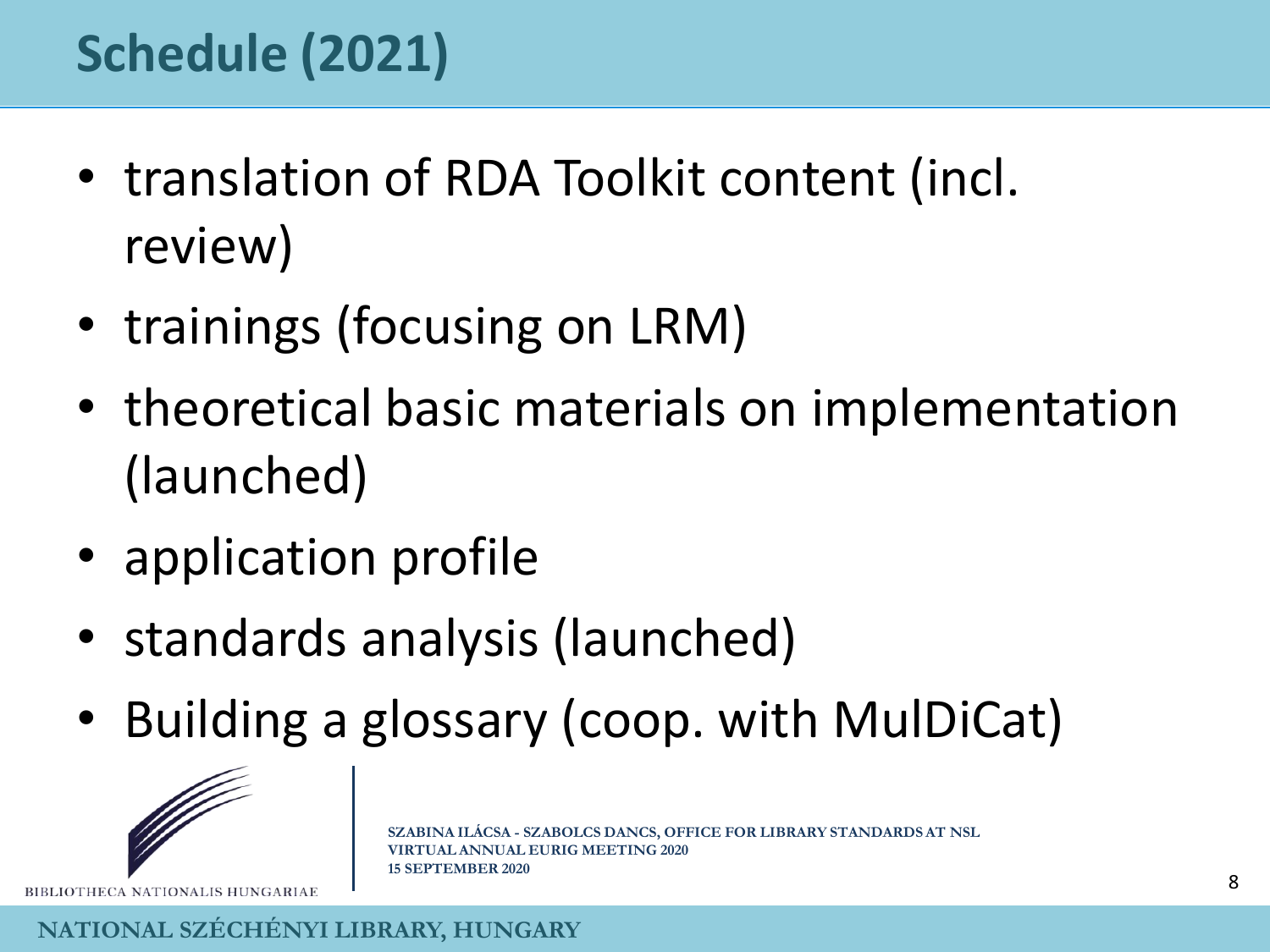# Schedule (2021)

- translation of RDA Toolkit content (incl. review)
- trainings (focusing on LRM)
- theoretical basic materials on implementation (launched)
- application profile
- standards analysis (launched)
- Building a glossary (coop. with MulDiCat)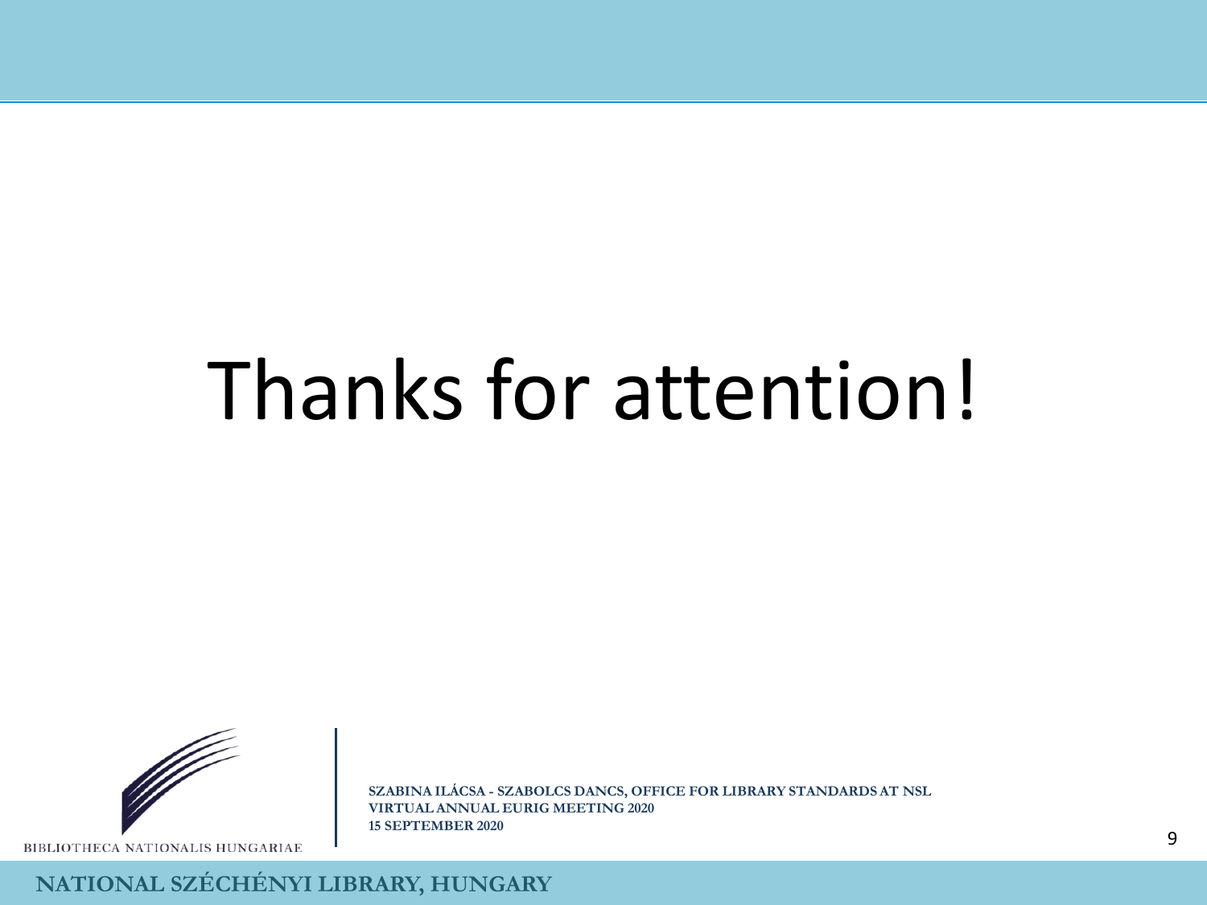# Thanks for attention!

BIBLIOTHECA NATIONALIS HUNGARIAE

SZABINA ILÁCSA - SZABOLCS DANCS, OFFICE FOR LIBRARY STANDARDS AT NSL
VIRTUAL ANNUAL EURIG MEETING 2020
15 SEPTEMBER 2020

NATIONAL SZÉCHÉNYI LIBRARY, HUNGARY